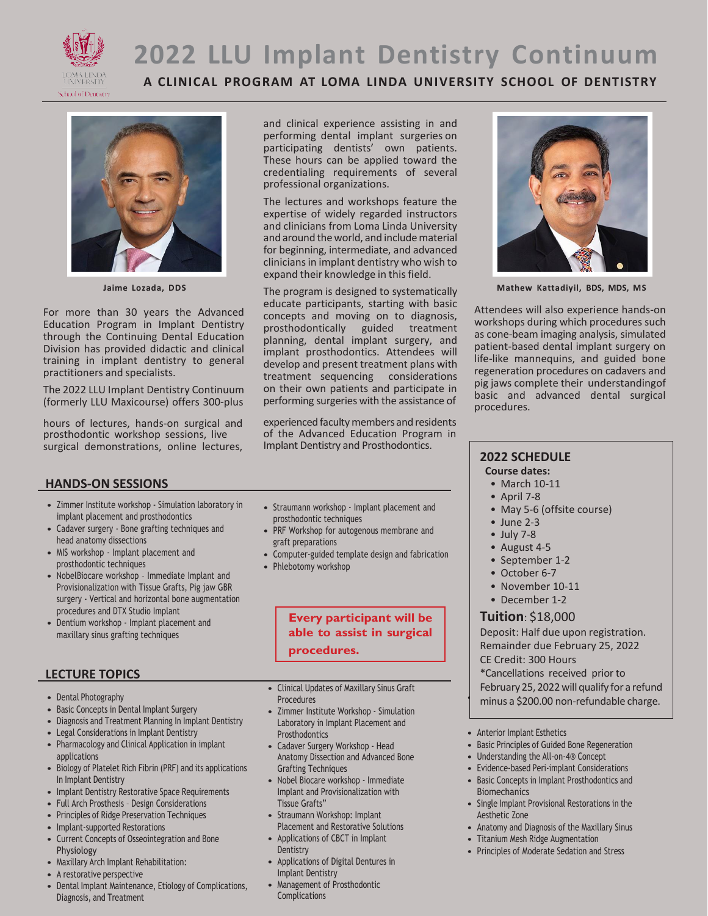# 2022 LLU Implant Dentistry Continuum

**A CLINICAL PROGRAM AT LOMA LINDA UNIVERSITY SCHOOL OF DENTISTRY**

Jaime Lozada, DDS

For more than 30 years the Advanced Education Program in Implant Dentistry through the Continuing Dental Education Division has provided didactic and clinical training in implant dentistry to general practitioners and specialists.

The 2022 LLU Implant Dentistry Continuum (formerly LLU Maxicourse) offers 300-plus hours of lectures, hands-on surgical and prosthodontic workshop sessions, live surgical demonstrations, online lectures, and clinical experience assisting in and performing dental implant surgeries on participating dentists' own patients. These hours can be applied toward the credentialing requirements of several professional organizations.

The lectures and workshops feature the expertise of widely regarded instructors and clinicians from Loma Linda University and around the world, and include material for beginning, intermediate, and advanced clinicians in implant dentistry who wish to expand their knowledge in this field.

The program is designed to systematically educate participants, starting with basic concepts and moving on to diagnosis, prosthodontically guided treatment planning, dental implant surgery, and implant prosthodontics. Attendees will develop and present treatment plans with treatment sequencing considerations on their own patients and participate in performing surgeries with the assistance of experienced faculty members and residents of the Advanced Education Program in Implant Dentistry and Prosthodontics.

Mathew Kattadiyil, BDS, MDS, MS

Attendees will also experience hands-on workshops during which procedures such as cone-beam imaging analysis, simulated patient-based dental implant surgery on life-like mannequins, and guided bone regeneration procedures on cadavers and pig jaws complete their understandingof basic and advanced dental surgical procedures.

## HANDS-ON SESSIONS

- Zimmer Institute workshop - Simulation laboratory in implant placement and prosthodontics
- Cadaver surgery - Bone grafting techniques and head anatomy dissections
- MIS workshop - Implant placement and prosthodontic techniques
- NobelBiocare workshop - Immediate Implant and Provisionalization with Tissue Grafts, Pig jaw GBR surgery - Vertical and horizontal bone augmentation procedures and DTX Studio Implant
- Dentium workshop - Implant placement and maxillary sinus grafting techniques
- Straumann workshop - Implant placement and prosthodontic techniques
- PRF Workshop for autogenous membrane and graft preparations
- Computer-guided template design and fabrication
- Phlebotomy workshop

**Every participant will be able to assist in surgical procedures.**

## 2022 SCHEDULE

**Course dates:**

- March 10-11
- April 7-8
- May 5-6 (offsite course)
- June 2-3
- July 7-8
- August 4-5
- September 1-2
- October 6-7
- November 10-11
- December 1-2

**Tuition**: $18,000

Deposit: Half due upon registration.
Remainder due February 25, 2022
CE Credit: 300 Hours
*Cancellations received prior to February 25, 2022 will qualify for a refund minus a $200.00 non-refundable charge.

## LECTURE TOPICS

- Dental Photography
- Basic Concepts in Dental Implant Surgery
- Diagnosis and Treatment Planning In Implant Dentistry
- Legal Considerations in Implant Dentistry
- Pharmacology and Clinical Application in implant applications
- Biology of Platelet Rich Fibrin (PRF) and its applications In Implant Dentistry
- Implant Dentistry Restorative Space Requirements
- Full Arch Prosthesis - Design Considerations
- Principles of Ridge Preservation Techniques
- Implant-supported Restorations
- Current Concepts of Osseointegration and Bone Physiology
- Maxillary Arch Implant Rehabilitation:
- A restorative perspective
- Dental Implant Maintenance, Etiology of Complications, Diagnosis, and Treatment
- Clinical Updates of Maxillary Sinus Graft Procedures
- Zimmer Institute Workshop - Simulation Laboratory in Implant Placement and Prosthodontics
- Cadaver Surgery Workshop - Head Anatomy Dissection and Advanced Bone Grafting Techniques
- Nobel Biocare workshop - Immediate Implant and Provisionalization with Tissue Grafts"
- Straumann Workshop: Implant Placement and Restorative Solutions
- Applications of CBCT in Implant Dentistry
- Applications of Digital Dentures in Implant Dentistry
- Management of Prosthodontic Complications
- Anterior Implant Esthetics
- Basic Principles of Guided Bone Regeneration
- Understanding the All-on-4® Concept
- Evidence-based Peri-implant Considerations
- Basic Concepts in Implant Prosthodontics and Biomechanics
- Single Implant Provisional Restorations in the Aesthetic Zone
- Anatomy and Diagnosis of the Maxillary Sinus
- Titanium Mesh Ridge Augmentation
- Principles of Moderate Sedation and Stress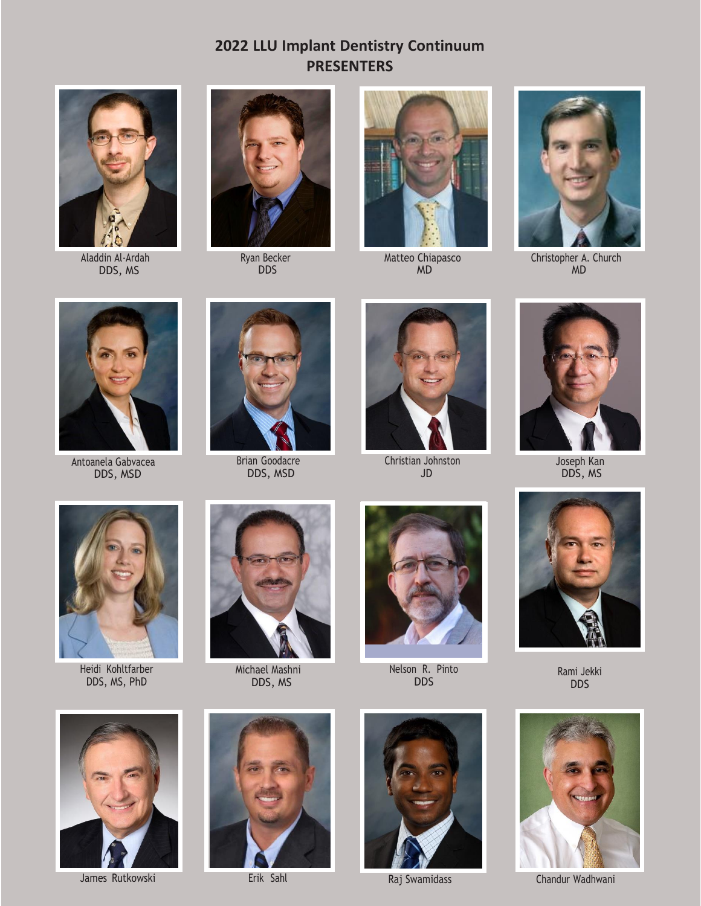## 2022 LLU Implant Dentistry Continuum
## PRESENTERS

Aladdin Al-Ardah
DDS, MS

Ryan Becker
DDS

Matteo Chiapasco
MD

Christopher A. Church
MD

Antoanela Gabvacea
DDS, MSD

Brian Goodacre
DDS, MSD

Christian Johnston
JD

Joseph Kan
DDS, MS

Heidi Kohltfarber
DDS, MS, PhD

Michael Mashni
DDS, MS

Nelson R. Pinto
DDS

Rami Jekki
DDS

James Rutkowski

Erik Sahl

Raj Swamidass

Chandur Wadhwani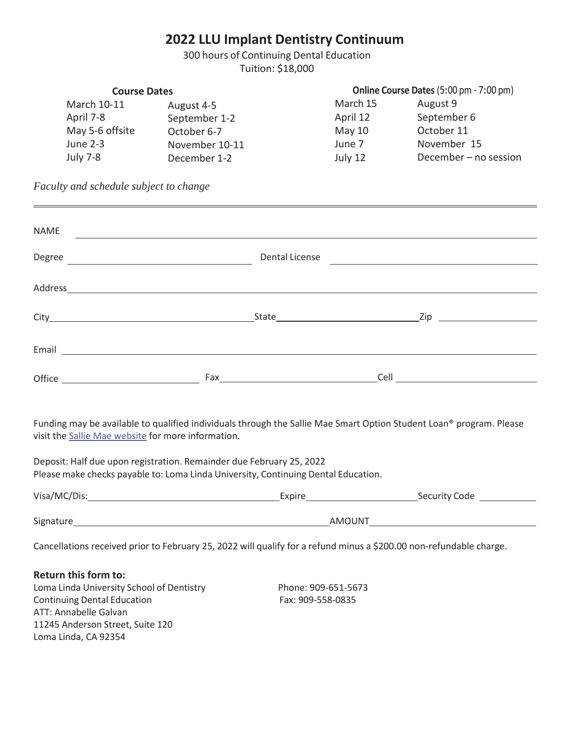# 2022 LLU Implant Dentistry Continuum

300 hours of Continuing Dental Education
Tuition: $18,000

**Course Dates**

| | |
|---|---|
| March 10-11 | August 4-5 |
| April 7-8 | September 1-2 |
| May 5-6 offsite | October 6-7 |
| June 2-3 | November 10-11 |
| July 7-8 | December 1-2 |

**Online Course Dates** (5:00 pm - 7:00 pm)

| | |
|---|---|
| March 15 | August 9 |
| April 12 | September 6 |
| May 10 | October 11 |
| June 7 | November 15 |
| July 12 | December – no session |

*Faculty and schedule subject to change*

---

NAME ______________________________

Degree ______________________________ Dental License ______________________________

Address ______________________________

City ______________________________ State ______________________________ Zip ______________________________

Email ______________________________

Office ______________________________ Fax ______________________________ Cell ______________________________

Funding may be available to qualified individuals through the Sallie Mae Smart Option Student Loan® program. Please visit the Sallie Mae website for more information.

Deposit: Half due upon registration. Remainder due February 25, 2022
Please make checks payable to: Loma Linda University, Continuing Dental Education.

Visa/MC/Dis: ______________________________ Expire ______________________________ Security Code ______________________________

Signature ______________________________ AMOUNT ______________________________

Cancellations received prior to February 25, 2022 will qualify for a refund minus a $200.00 non-refundable charge.

**Return this form to:**

Loma Linda University School of Dentistry
Continuing Dental Education
ATT: Annabelle Galvan
11245 Anderson Street, Suite 120
Loma Linda, CA 92354

Phone: 909-651-5673
Fax: 909-558-0835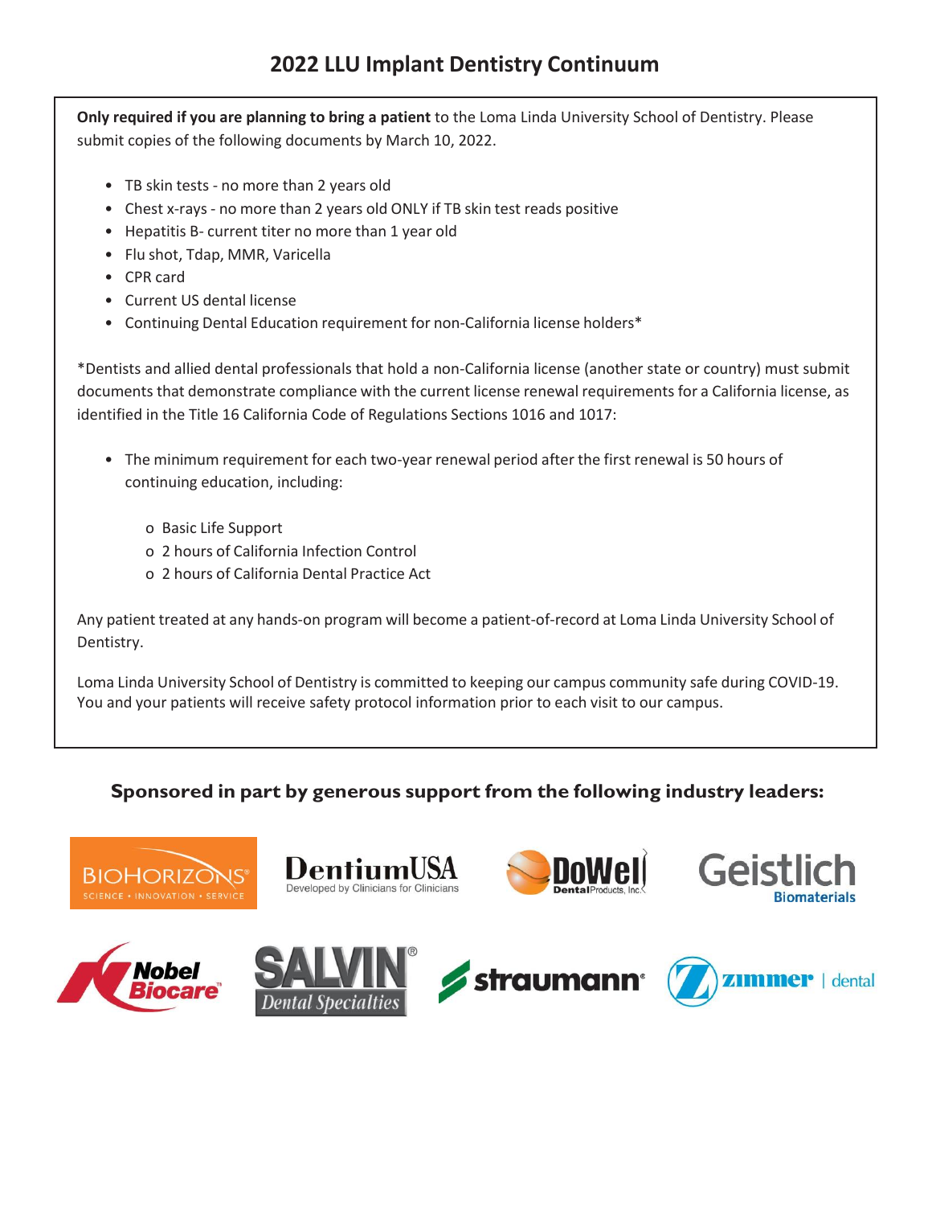## 2022 LLU Implant Dentistry Continuum

**Only required if you are planning to bring a patient** to the Loma Linda University School of Dentistry. Please submit copies of the following documents by March 10, 2022.

- TB skin tests - no more than 2 years old
- Chest x-rays - no more than 2 years old ONLY if TB skin test reads positive
- Hepatitis B- current titer no more than 1 year old
- Flu shot, Tdap, MMR, Varicella
- CPR card
- Current US dental license
- Continuing Dental Education requirement for non-California license holders*

*Dentists and allied dental professionals that hold a non-California license (another state or country) must submit documents that demonstrate compliance with the current license renewal requirements for a California license, as identified in the Title 16 California Code of Regulations Sections 1016 and 1017:

- The minimum requirement for each two-year renewal period after the first renewal is 50 hours of continuing education, including:
  - Basic Life Support
  - 2 hours of California Infection Control
  - 2 hours of California Dental Practice Act

Any patient treated at any hands-on program will become a patient-of-record at Loma Linda University School of Dentistry.

Loma Linda University School of Dentistry is committed to keeping our campus community safe during COVID-19. You and your patients will receive safety protocol information prior to each visit to our campus.

**Sponsored in part by generous support from the following industry leaders:**

BIOHORIZONS — SCIENCE • INNOVATION • SERVICE

DentiumUSA — Developed by Clinicians for Clinicians

DoWell Dental Products, Inc.

Geistlich Biomaterials

Nobel Biocare

SALVIN Dental Specialties

straumann

zimmer | dental